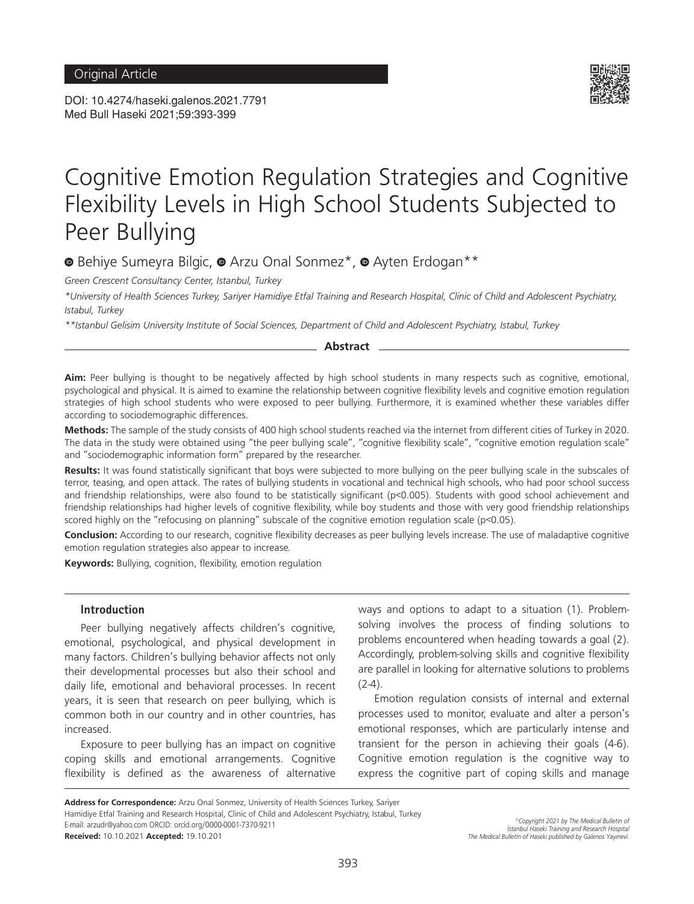Original Article

DOI: 10.4274/haseki.galenos.2021.7791
Med Bull Haseki 2021;59:393-399

# Cognitive Emotion Regulation Strategies and Cognitive Flexibility Levels in High School Students Subjected to Peer Bullying

Behiye Sumeyra Bilgic, Arzu Onal Sonmez*, Ayten Erdogan**

*Green Crescent Consultancy Center, Istanbul, Turkey*

*\*University of Health Sciences Turkey, Sariyer Hamidiye Etfal Training and Research Hospital, Clinic of Child and Adolescent Psychiatry, Istabul, Turkey*

*\*\*Istanbul Gelisim University Institute of Social Sciences, Department of Child and Adolescent Psychiatry, Istabul, Turkey*

## Abstract

**Aim:** Peer bullying is thought to be negatively affected by high school students in many respects such as cognitive, emotional, psychological and physical. It is aimed to examine the relationship between cognitive flexibility levels and cognitive emotion regulation strategies of high school students who were exposed to peer bullying. Furthermore, it is examined whether these variables differ according to sociodemographic differences.

**Methods:** The sample of the study consists of 400 high school students reached via the internet from different cities of Turkey in 2020. The data in the study were obtained using "the peer bullying scale", "cognitive flexibility scale", "cognitive emotion regulation scale" and "sociodemographic information form" prepared by the researcher.

**Results:** It was found statistically significant that boys were subjected to more bullying on the peer bullying scale in the subscales of terror, teasing, and open attack. The rates of bullying students in vocational and technical high schools, who had poor school success and friendship relationships, were also found to be statistically significant ($p<0.005$). Students with good school achievement and friendship relationships had higher levels of cognitive flexibility, while boy students and those with very good friendship relationships scored highly on the "refocusing on planning" subscale of the cognitive emotion regulation scale ($p<0.05$).

**Conclusion:** According to our research, cognitive flexibility decreases as peer bullying levels increase. The use of maladaptive cognitive emotion regulation strategies also appear to increase.

**Keywords:** Bullying, cognition, flexibility, emotion regulation

## Introduction

Peer bullying negatively affects children's cognitive, emotional, psychological, and physical development in many factors. Children's bullying behavior affects not only their developmental processes but also their school and daily life, emotional and behavioral processes. In recent years, it is seen that research on peer bullying, which is common both in our country and in other countries, has increased.

Exposure to peer bullying has an impact on cognitive coping skills and emotional arrangements. Cognitive flexibility is defined as the awareness of alternative ways and options to adapt to a situation (1). Problem-solving involves the process of finding solutions to problems encountered when heading towards a goal (2). Accordingly, problem-solving skills and cognitive flexibility are parallel in looking for alternative solutions to problems (2-4).

Emotion regulation consists of internal and external processes used to monitor, evaluate and alter a person's emotional responses, which are particularly intense and transient for the person in achieving their goals (4-6). Cognitive emotion regulation is the cognitive way to express the cognitive part of coping skills and manage

**Address for Correspondence:** Arzu Onal Sonmez, University of Health Sciences Turkey, Sariyer Hamidiye Etfal Training and Research Hospital, Clinic of Child and Adolescent Psychiatry, Istabul, Turkey
E-mail: arzudr@yahoo.com ORCID: orcid.org/0000-0001-7370-9211
**Received:** 10.10.2021 **Accepted:** 19.10.201

©Copyright 2021 by The Medical Bulletin of İstanbul Haseki Training and Research Hospital
The Medical Bulletin of Haseki published by Galenos Yayınevi.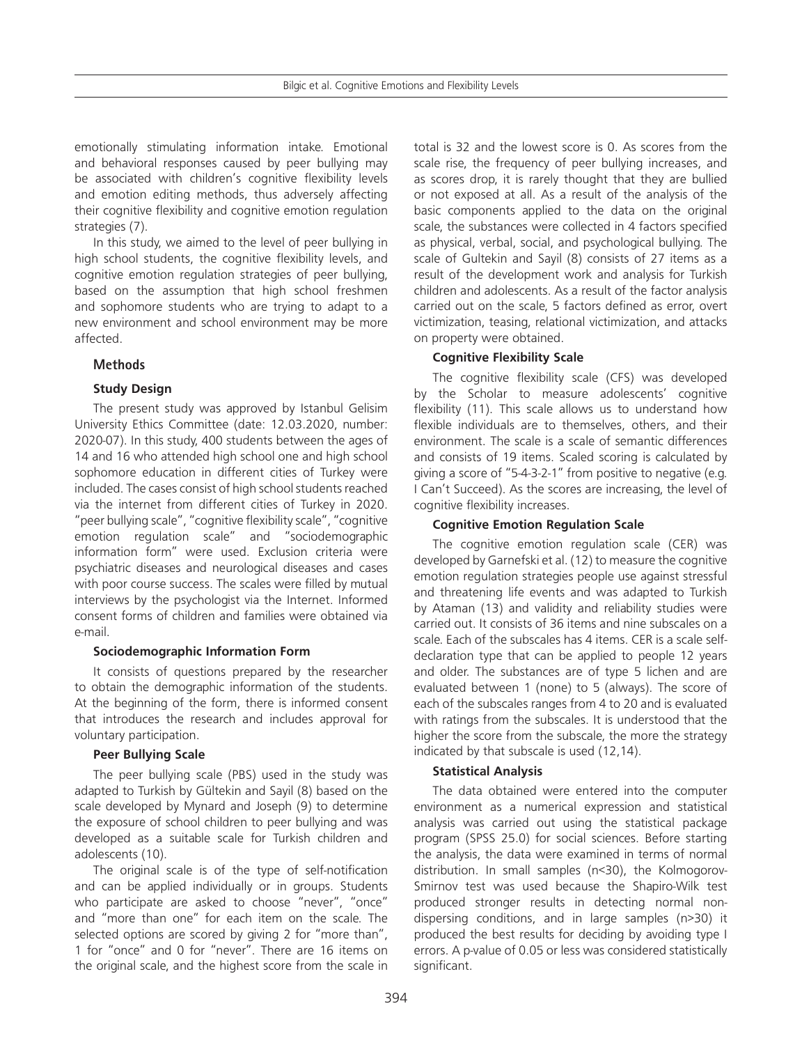emotionally stimulating information intake. Emotional and behavioral responses caused by peer bullying may be associated with children's cognitive flexibility levels and emotion editing methods, thus adversely affecting their cognitive flexibility and cognitive emotion regulation strategies (7).

In this study, we aimed to the level of peer bullying in high school students, the cognitive flexibility levels, and cognitive emotion regulation strategies of peer bullying, based on the assumption that high school freshmen and sophomore students who are trying to adapt to a new environment and school environment may be more affected.

## Methods

### Study Design

The present study was approved by Istanbul Gelisim University Ethics Committee (date: 12.03.2020, number: 2020-07). In this study, 400 students between the ages of 14 and 16 who attended high school one and high school sophomore education in different cities of Turkey were included. The cases consist of high school students reached via the internet from different cities of Turkey in 2020. "peer bullying scale", "cognitive flexibility scale", "cognitive emotion regulation scale" and "sociodemographic information form" were used. Exclusion criteria were psychiatric diseases and neurological diseases and cases with poor course success. The scales were filled by mutual interviews by the psychologist via the Internet. Informed consent forms of children and families were obtained via e-mail.

### Sociodemographic Information Form

It consists of questions prepared by the researcher to obtain the demographic information of the students. At the beginning of the form, there is informed consent that introduces the research and includes approval for voluntary participation.

### Peer Bullying Scale

The peer bullying scale (PBS) used in the study was adapted to Turkish by Gültekin and Sayil (8) based on the scale developed by Mynard and Joseph (9) to determine the exposure of school children to peer bullying and was developed as a suitable scale for Turkish children and adolescents (10).

The original scale is of the type of self-notification and can be applied individually or in groups. Students who participate are asked to choose "never", "once" and "more than one" for each item on the scale. The selected options are scored by giving 2 for "more than", 1 for "once" and 0 for "never". There are 16 items on the original scale, and the highest score from the scale in total is 32 and the lowest score is 0. As scores from the scale rise, the frequency of peer bullying increases, and as scores drop, it is rarely thought that they are bullied or not exposed at all. As a result of the analysis of the basic components applied to the data on the original scale, the substances were collected in 4 factors specified as physical, verbal, social, and psychological bullying. The scale of Gultekin and Sayil (8) consists of 27 items as a result of the development work and analysis for Turkish children and adolescents. As a result of the factor analysis carried out on the scale, 5 factors defined as error, overt victimization, teasing, relational victimization, and attacks on property were obtained.

### Cognitive Flexibility Scale

The cognitive flexibility scale (CFS) was developed by the Scholar to measure adolescents' cognitive flexibility (11). This scale allows us to understand how flexible individuals are to themselves, others, and their environment. The scale is a scale of semantic differences and consists of 19 items. Scaled scoring is calculated by giving a score of "5-4-3-2-1" from positive to negative (e.g. I Can't Succeed). As the scores are increasing, the level of cognitive flexibility increases.

### Cognitive Emotion Regulation Scale

The cognitive emotion regulation scale (CER) was developed by Garnefski et al. (12) to measure the cognitive emotion regulation strategies people use against stressful and threatening life events and was adapted to Turkish by Ataman (13) and validity and reliability studies were carried out. It consists of 36 items and nine subscales on a scale. Each of the subscales has 4 items. CER is a scale self-declaration type that can be applied to people 12 years and older. The substances are of type 5 lichen and are evaluated between 1 (none) to 5 (always). The score of each of the subscales ranges from 4 to 20 and is evaluated with ratings from the subscales. It is understood that the higher the score from the subscale, the more the strategy indicated by that subscale is used (12,14).

### Statistical Analysis

The data obtained were entered into the computer environment as a numerical expression and statistical analysis was carried out using the statistical package program (SPSS 25.0) for social sciences. Before starting the analysis, the data were examined in terms of normal distribution. In small samples (n<30), the Kolmogorov-Smirnov test was used because the Shapiro-Wilk test produced stronger results in detecting normal non-dispersing conditions, and in large samples (n>30) it produced the best results for deciding by avoiding type I errors. A p-value of 0.05 or less was considered statistically significant.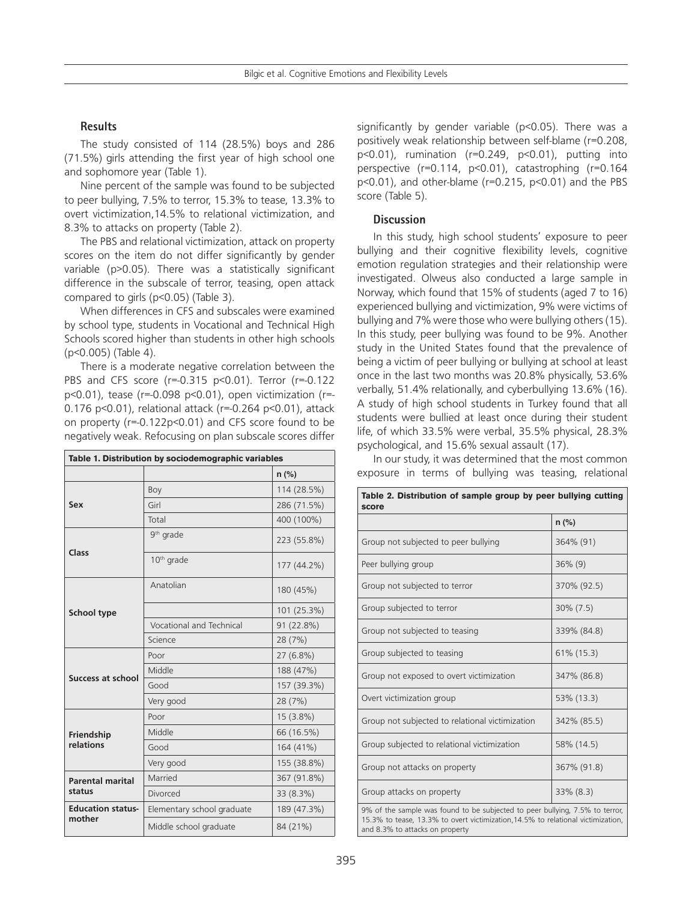## Results

The study consisted of 114 (28.5%) boys and 286 (71.5%) girls attending the first year of high school one and sophomore year (Table 1).

Nine percent of the sample was found to be subjected to peer bullying, 7.5% to terror, 15.3% to tease, 13.3% to overt victimization,14.5% to relational victimization, and 8.3% to attacks on property (Table 2).

The PBS and relational victimization, attack on property scores on the item do not differ significantly by gender variable (p>0.05). There was a statistically significant difference in the subscale of terror, teasing, open attack compared to girls (p<0.05) (Table 3).

When differences in CFS and subscales were examined by school type, students in Vocational and Technical High Schools scored higher than students in other high schools (p<0.005) (Table 4).

There is a moderate negative correlation between the PBS and CFS score (r=-0.315 p<0.01). Terror (r=-0.122 p<0.01), tease (r=-0.098 p<0.01), open victimization (r=-0.176 p<0.01), relational attack (r=-0.264 p<0.01), attack on property (r=-0.122p<0.01) and CFS score found to be negatively weak. Refocusing on plan subscale scores differ significantly by gender variable (p<0.05). There was a positively weak relationship between self-blame (r=0.208, p<0.01), rumination (r=0.249, p<0.01), putting into perspective (r=0.114, p<0.01), catastrophing (r=0.164 p<0.01), and other-blame (r=0.215, p<0.01) and the PBS score (Table 5).

| Table 1. Distribution by sociodemographic variables | | |
|---|---|---|
| | | n (%) |
| **Sex** | Boy | 114 (28.5%) |
| | Girl | 286 (71.5%) |
| | Total | 400 (100%) |
| **Class** | 9th grade | 223 (55.8%) |
| | 10th grade | 177 (44.2%) |
| **School type** | Anatolian | 180 (45%) |
| | | 101 (25.3%) |
| | Vocational and Technical | 91 (22.8%) |
| | Science | 28 (7%) |
| **Success at school** | Poor | 27 (6.8%) |
| | Middle | 188 (47%) |
| | Good | 157 (39.3%) |
| | Very good | 28 (7%) |
| **Friendship relations** | Poor | 15 (3.8%) |
| | Middle | 66 (16.5%) |
| | Good | 164 (41%) |
| | Very good | 155 (38.8%) |
| **Parental marital status** | Married | 367 (91.8%) |
| | Divorced | 33 (8.3%) |
| **Education status-mother** | Elementary school graduate | 189 (47.3%) |
| | Middle school graduate | 84 (21%) |

## Discussion

In this study, high school students' exposure to peer bullying and their cognitive flexibility levels, cognitive emotion regulation strategies and their relationship were investigated. Olweus also conducted a large sample in Norway, which found that 15% of students (aged 7 to 16) experienced bullying and victimization, 9% were victims of bullying and 7% were those who were bullying others (15). In this study, peer bullying was found to be 9%. Another study in the United States found that the prevalence of being a victim of peer bullying or bullying at school at least once in the last two months was 20.8% physically, 53.6% verbally, 51.4% relationally, and cyberbullying 13.6% (16). A study of high school students in Turkey found that all students were bullied at least once during their student life, of which 33.5% were verbal, 35.5% physical, 28.3% psychological, and 15.6% sexual assault (17).

In our study, it was determined that the most common exposure in terms of bullying was teasing, relational

| Table 2. Distribution of sample group by peer bullying cutting score | |
|---|---|
| | n (%) |
| Group not subjected to peer bullying | 364% (91) |
| Peer bullying group | 36% (9) |
| Group not subjected to terror | 370% (92.5) |
| Group subjected to terror | 30% (7.5) |
| Group not subjected to teasing | 339% (84.8) |
| Group subjected to teasing | 61% (15.3) |
| Group not exposed to overt victimization | 347% (86.8) |
| Overt victimization group | 53% (13.3) |
| Group not subjected to relational victimization | 342% (85.5) |
| Group subjected to relational victimization | 58% (14.5) |
| Group not attacks on property | 367% (91.8) |
| Group attacks on property | 33% (8.3) |

9% of the sample was found to be subjected to peer bullying, 7.5% to terror, 15.3% to tease, 13.3% to overt victimization,14.5% to relational victimization, and 8.3% to attacks on property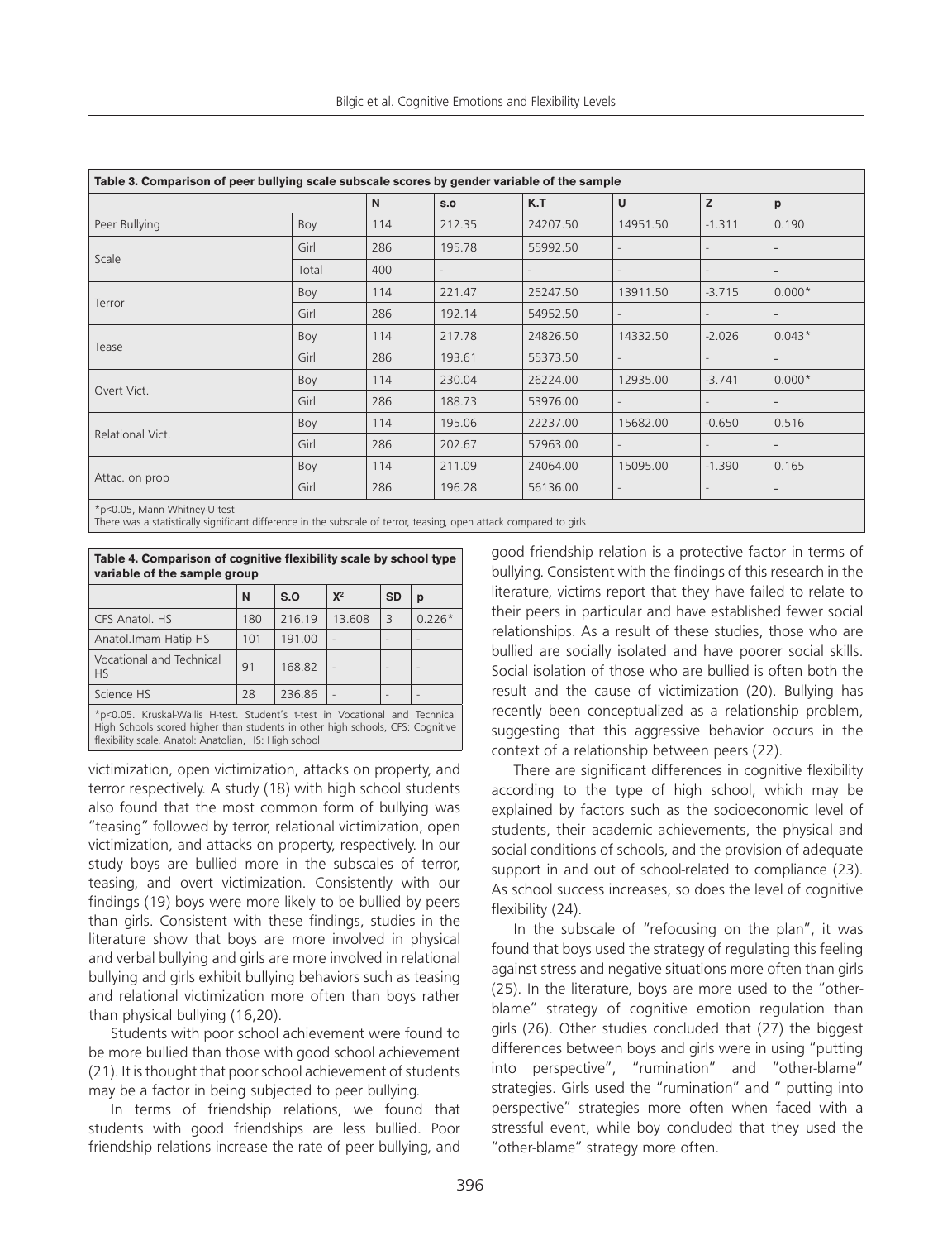**Table 3. Comparison of peer bullying scale subscale scores by gender variable of the sample**

| | | N | S.O | K.T | U | Z | p |
|---|---|---|---|---|---|---|---|
| Peer Bullying | Boy | 114 | 212.35 | 24207.50 | 14951.50 | -1.311 | 0.190 |
| Scale | Girl | 286 | 195.78 | 55992.50 | - | - | - |
| | Total | 400 | - | - | - | - | - |
| Terror | Boy | 114 | 221.47 | 25247.50 | 13911.50 | -3.715 | 0.000* |
| | Girl | 286 | 192.14 | 54952.50 | - | - | - |
| Tease | Boy | 114 | 217.78 | 24826.50 | 14332.50 | -2.026 | 0.043* |
| | Girl | 286 | 193.61 | 55373.50 | - | - | - |
| Overt Vict. | Boy | 114 | 230.04 | 26224.00 | 12935.00 | -3.741 | 0.000* |
| | Girl | 286 | 188.73 | 53976.00 | - | - | - |
| Relational Vict. | Boy | 114 | 195.06 | 22237.00 | 15682.00 | -0.650 | 0.516 |
| | Girl | 286 | 202.67 | 57963.00 | - | - | - |
| Attac. on prop | Boy | 114 | 211.09 | 24064.00 | 15095.00 | -1.390 | 0.165 |
| | Girl | 286 | 196.28 | 56136.00 | - | - | - |

*p<0.05, Mann Whitney-U test
There was a statistically significant difference in the subscale of terror, teasing, open attack compared to girls

**Table 4. Comparison of cognitive flexibility scale by school type variable of the sample group**

| | N | S.O | $X^2$ | SD | p |
|---|---|---|---|---|---|
| CFS Anatol. HS | 180 | 216.19 | 13.608 | 3 | 0.226* |
| Anatol.Imam Hatip HS | 101 | 191.00 | - | - | - |
| Vocational and Technical HS | 91 | 168.82 | - | - | - |
| Science HS | 28 | 236.86 | - | - | - |

*p<0.05. Kruskal-Wallis H-test. Student's t-test in Vocational and Technical High Schools scored higher than students in other high schools, CFS: Cognitive flexibility scale, Anatol: Anatolian, HS: High school

victimization, open victimization, attacks on property, and terror respectively. A study (18) with high school students also found that the most common form of bullying was "teasing" followed by terror, relational victimization, open victimization, and attacks on property, respectively. In our study boys are bullied more in the subscales of terror, teasing, and overt victimization. Consistently with our findings (19) boys were more likely to be bullied by peers than girls. Consistent with these findings, studies in the literature show that boys are more involved in physical and verbal bullying and girls are more involved in relational bullying and girls exhibit bullying behaviors such as teasing and relational victimization more often than boys rather than physical bullying (16,20).

Students with poor school achievement were found to be more bullied than those with good school achievement (21). It is thought that poor school achievement of students may be a factor in being subjected to peer bullying.

In terms of friendship relations, we found that students with good friendships are less bullied. Poor friendship relations increase the rate of peer bullying, and good friendship relation is a protective factor in terms of bullying. Consistent with the findings of this research in the literature, victims report that they have failed to relate to their peers in particular and have established fewer social relationships. As a result of these studies, those who are bullied are socially isolated and have poorer social skills. Social isolation of those who are bullied is often both the result and the cause of victimization (20). Bullying has recently been conceptualized as a relationship problem, suggesting that this aggressive behavior occurs in the context of a relationship between peers (22).

There are significant differences in cognitive flexibility according to the type of high school, which may be explained by factors such as the socioeconomic level of students, their academic achievements, the physical and social conditions of schools, and the provision of adequate support in and out of school-related to compliance (23). As school success increases, so does the level of cognitive flexibility (24).

In the subscale of "refocusing on the plan", it was found that boys used the strategy of regulating this feeling against stress and negative situations more often than girls (25). In the literature, boys are more used to the "other-blame" strategy of cognitive emotion regulation than girls (26). Other studies concluded that (27) the biggest differences between boys and girls were in using "putting into perspective", "rumination" and "other-blame" strategies. Girls used the "rumination" and " putting into perspective" strategies more often when faced with a stressful event, while boy concluded that they used the "other-blame" strategy more often.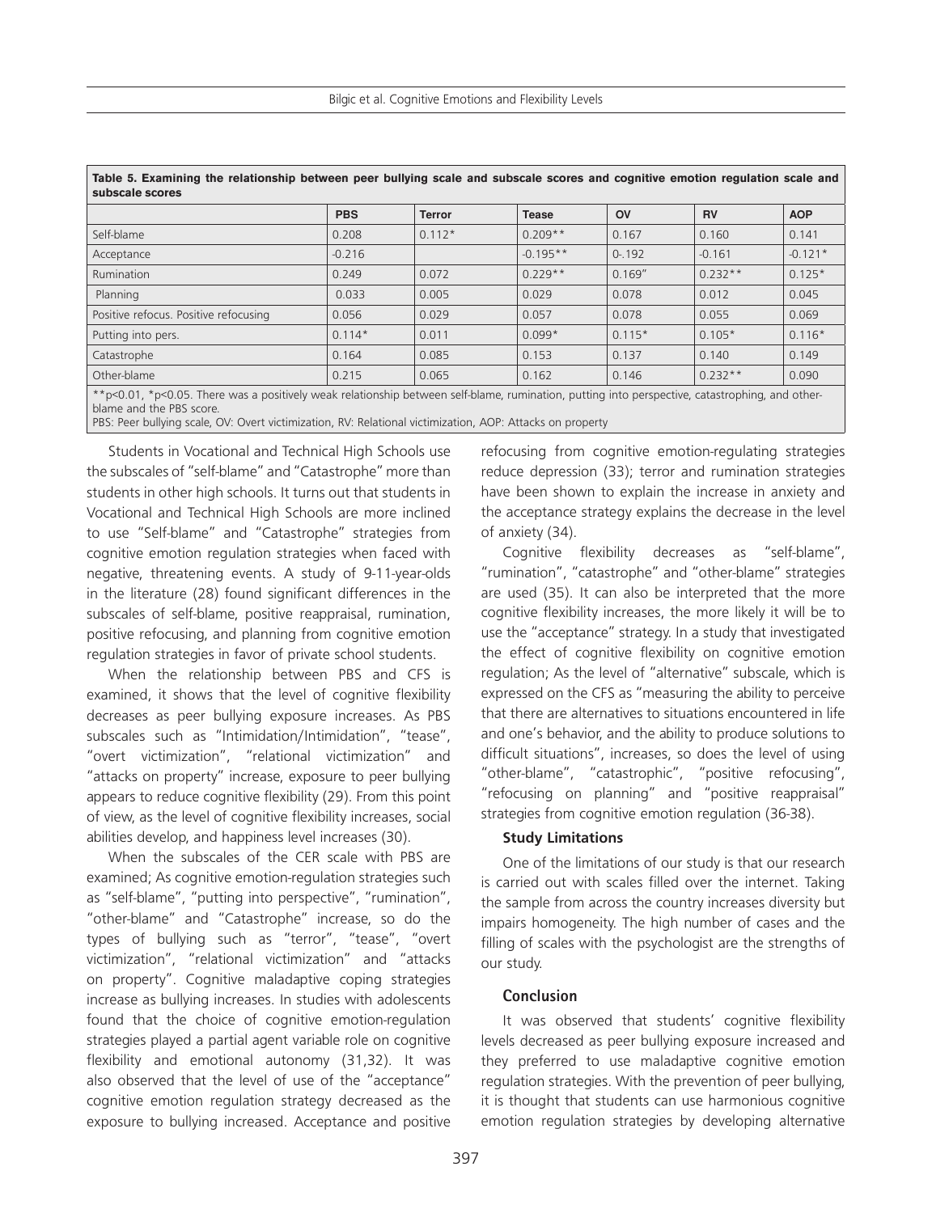**Table 5. Examining the relationship between peer bullying scale and subscale scores and cognitive emotion regulation scale and subscale scores**

| | PBS | Terror | Tease | OV | RV | AOP |
|---|---|---|---|---|---|---|
| Self-blame | 0.208 | 0.112* | 0.209** | 0.167 | 0.160 | 0.141 |
| Acceptance | -0.216 | | -0.195** | 0-.192 | -0.161 | -0.121* |
| Rumination | 0.249 | 0.072 | 0.229** | 0.169" | 0.232** | 0.125* |
| Planning | 0.033 | 0.005 | 0.029 | 0.078 | 0.012 | 0.045 |
| Positive refocus. Positive refocusing | 0.056 | 0.029 | 0.057 | 0.078 | 0.055 | 0.069 |
| Putting into pers. | 0.114* | 0.011 | 0.099* | 0.115* | 0.105* | 0.116* |
| Catastrophe | 0.164 | 0.085 | 0.153 | 0.137 | 0.140 | 0.149 |
| Other-blame | 0.215 | 0.065 | 0.162 | 0.146 | 0.232** | 0.090 |

**p<0.01, *p<0.05. There was a positively weak relationship between self-blame, rumination, putting into perspective, catastrophing, and other-blame and the PBS score.
PBS: Peer bullying scale, OV: Overt victimization, RV: Relational victimization, AOP: Attacks on property

Students in Vocational and Technical High Schools use the subscales of "self-blame" and "Catastrophe" more than students in other high schools. It turns out that students in Vocational and Technical High Schools are more inclined to use "Self-blame" and "Catastrophe" strategies from cognitive emotion regulation strategies when faced with negative, threatening events. A study of 9-11-year-olds in the literature (28) found significant differences in the subscales of self-blame, positive reappraisal, rumination, positive refocusing, and planning from cognitive emotion regulation strategies in favor of private school students.

When the relationship between PBS and CFS is examined, it shows that the level of cognitive flexibility decreases as peer bullying exposure increases. As PBS subscales such as "Intimidation/Intimidation", "tease", "overt victimization", "relational victimization" and "attacks on property" increase, exposure to peer bullying appears to reduce cognitive flexibility (29). From this point of view, as the level of cognitive flexibility increases, social abilities develop, and happiness level increases (30).

When the subscales of the CER scale with PBS are examined; As cognitive emotion-regulation strategies such as "self-blame", "putting into perspective", "rumination", "other-blame" and "Catastrophe" increase, so do the types of bullying such as "terror", "tease", "overt victimization", "relational victimization" and "attacks on property". Cognitive maladaptive coping strategies increase as bullying increases. In studies with adolescents found that the choice of cognitive emotion-regulation strategies played a partial agent variable role on cognitive flexibility and emotional autonomy (31,32). It was also observed that the level of use of the "acceptance" cognitive emotion regulation strategy decreased as the exposure to bullying increased. Acceptance and positive refocusing from cognitive emotion-regulating strategies reduce depression (33); terror and rumination strategies have been shown to explain the increase in anxiety and the acceptance strategy explains the decrease in the level of anxiety (34).

Cognitive flexibility decreases as "self-blame", "rumination", "catastrophe" and "other-blame" strategies are used (35). It can also be interpreted that the more cognitive flexibility increases, the more likely it will be to use the "acceptance" strategy. In a study that investigated the effect of cognitive flexibility on cognitive emotion regulation; As the level of "alternative" subscale, which is expressed on the CFS as "measuring the ability to perceive that there are alternatives to situations encountered in life and one's behavior, and the ability to produce solutions to difficult situations", increases, so does the level of using "other-blame", "catastrophic", "positive refocusing", "refocusing on planning" and "positive reappraisal" strategies from cognitive emotion regulation (36-38).

### Study Limitations

One of the limitations of our study is that our research is carried out with scales filled over the internet. Taking the sample from across the country increases diversity but impairs homogeneity. The high number of cases and the filling of scales with the psychologist are the strengths of our study.

## Conclusion

It was observed that students' cognitive flexibility levels decreased as peer bullying exposure increased and they preferred to use maladaptive cognitive emotion regulation strategies. With the prevention of peer bullying, it is thought that students can use harmonious cognitive emotion regulation strategies by developing alternative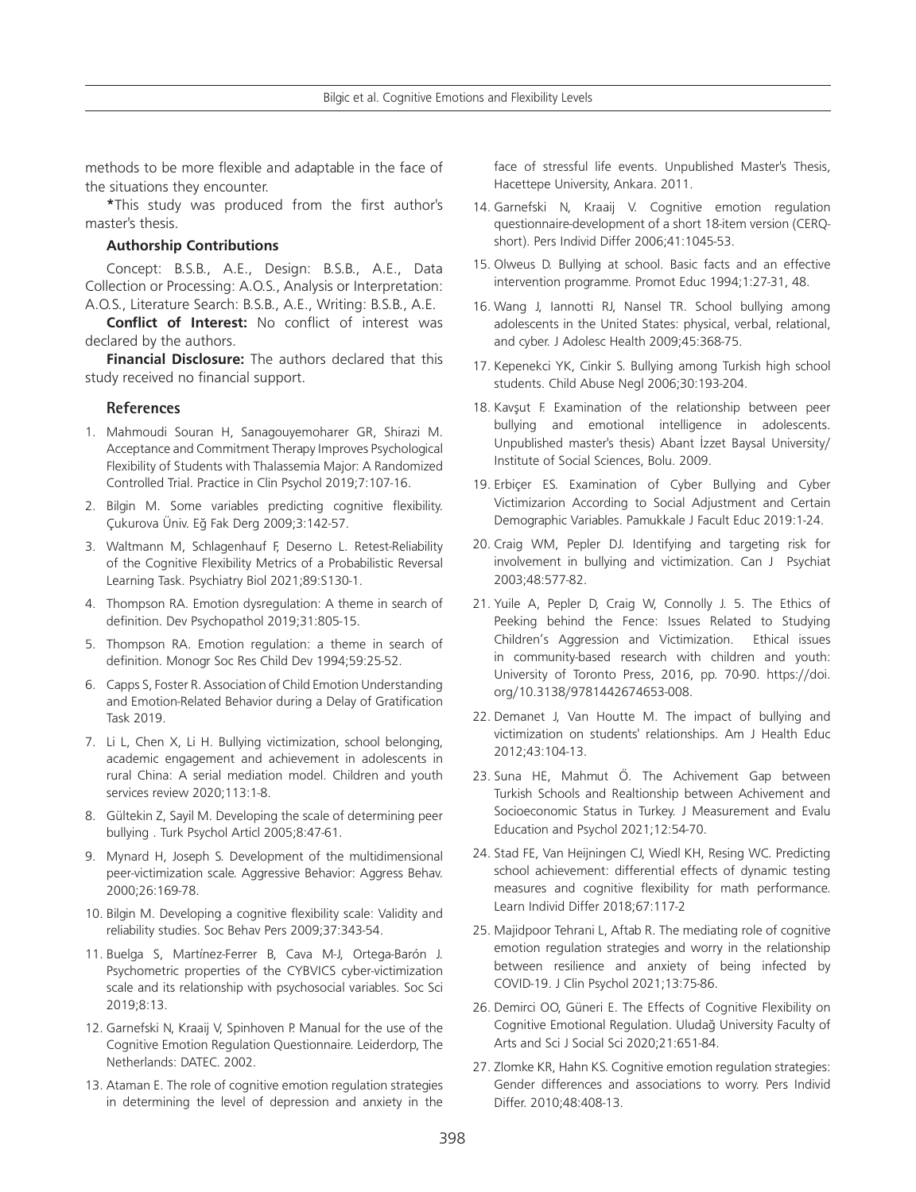methods to be more flexible and adaptable in the face of the situations they encounter.

*This study was produced from the first author's master's thesis.

#### Authorship Contributions

Concept: B.S.B., A.E., Design: B.S.B., A.E., Data Collection or Processing: A.O.S., Analysis or Interpretation: A.O.S., Literature Search: B.S.B., A.E., Writing: B.S.B., A.E.

**Conflict of Interest:** No conflict of interest was declared by the authors.

**Financial Disclosure:** The authors declared that this study received no financial support.

### References

1. Mahmoudi Souran H, Sanagouyemoharer GR, Shirazi M. Acceptance and Commitment Therapy Improves Psychological Flexibility of Students with Thalassemia Major: A Randomized Controlled Trial. Practice in Clin Psychol 2019;7:107-16.
2. Bilgin M. Some variables predicting cognitive flexibility. Çukurova Üniv. Eğ Fak Derg 2009;3:142-57.
3. Waltmann M, Schlagenhauf F, Deserno L. Retest-Reliability of the Cognitive Flexibility Metrics of a Probabilistic Reversal Learning Task. Psychiatry Biol 2021;89:S130-1.
4. Thompson RA. Emotion dysregulation: A theme in search of definition. Dev Psychopathol 2019;31:805-15.
5. Thompson RA. Emotion regulation: a theme in search of definition. Monogr Soc Res Child Dev 1994;59:25-52.
6. Capps S, Foster R. Association of Child Emotion Understanding and Emotion-Related Behavior during a Delay of Gratification Task 2019.
7. Li L, Chen X, Li H. Bullying victimization, school belonging, academic engagement and achievement in adolescents in rural China: A serial mediation model. Children and youth services review 2020;113:1-8.
8. Gültekin Z, Sayil M. Developing the scale of determining peer bullying . Turk Psychol Articl 2005;8:47-61.
9. Mynard H, Joseph S. Development of the multidimensional peer-victimization scale. Aggressive Behavior: Aggress Behav. 2000;26:169-78.
10. Bilgin M. Developing a cognitive flexibility scale: Validity and reliability studies. Soc Behav Pers 2009;37:343-54.
11. Buelga S, Martínez-Ferrer B, Cava M-J, Ortega-Barón J. Psychometric properties of the CYBVICS cyber-victimization scale and its relationship with psychosocial variables. Soc Sci 2019;8:13.
12. Garnefski N, Kraaij V, Spinhoven P. Manual for the use of the Cognitive Emotion Regulation Questionnaire. Leiderdorp, The Netherlands: DATEC. 2002.
13. Ataman E. The role of cognitive emotion regulation strategies in determining the level of depression and anxiety in the face of stressful life events. Unpublished Master's Thesis, Hacettepe University, Ankara. 2011.
14. Garnefski N, Kraaij V. Cognitive emotion regulation questionnaire-development of a short 18-item version (CERQ-short). Pers Individ Differ 2006;41:1045-53.
15. Olweus D. Bullying at school. Basic facts and an effective intervention programme. Promot Educ 1994;1:27-31, 48.
16. Wang J, Iannotti RJ, Nansel TR. School bullying among adolescents in the United States: physical, verbal, relational, and cyber. J Adolesc Health 2009;45:368-75.
17. Kepenekci YK, Cinkir S. Bullying among Turkish high school students. Child Abuse Negl 2006;30:193-204.
18. Kavşut F. Examination of the relationship between peer bullying and emotional intelligence in adolescents. Unpublished master's thesis) Abant İzzet Baysal University/ Institute of Social Sciences, Bolu. 2009.
19. Erbiçer ES. Examination of Cyber Bullying and Cyber Victimizarion According to Social Adjustment and Certain Demographic Variables. Pamukkale J Facult Educ 2019:1-24.
20. Craig WM, Pepler DJ. Identifying and targeting risk for involvement in bullying and victimization. Can J Psychiat 2003;48:577-82.
21. Yuile A, Pepler D, Craig W, Connolly J. 5. The Ethics of Peeking behind the Fence: Issues Related to Studying Children's Aggression and Victimization. Ethical issues in community-based research with children and youth: University of Toronto Press, 2016, pp. 70-90. https://doi.org/10.3138/9781442674653-008.
22. Demanet J, Van Houtte M. The impact of bullying and victimization on students' relationships. Am J Health Educ 2012;43:104-13.
23. Suna HE, Mahmut Ö. The Achivement Gap between Turkish Schools and Realtionship between Achivement and Socioeconomic Status in Turkey. J Measurement and Evalu Education and Psychol 2021;12:54-70.
24. Stad FE, Van Heijningen CJ, Wiedl KH, Resing WC. Predicting school achievement: differential effects of dynamic testing measures and cognitive flexibility for math performance. Learn Individ Differ 2018;67:117-2
25. Majidpoor Tehrani L, Aftab R. The mediating role of cognitive emotion regulation strategies and worry in the relationship between resilience and anxiety of being infected by COVID-19. J Clin Psychol 2021;13:75-86.
26. Demirci OO, Güneri E. The Effects of Cognitive Flexibility on Cognitive Emotional Regulation. Uludağ University Faculty of Arts and Sci J Social Sci 2020;21:651-84.
27. Zlomke KR, Hahn KS. Cognitive emotion regulation strategies: Gender differences and associations to worry. Pers Individ Differ. 2010;48:408-13.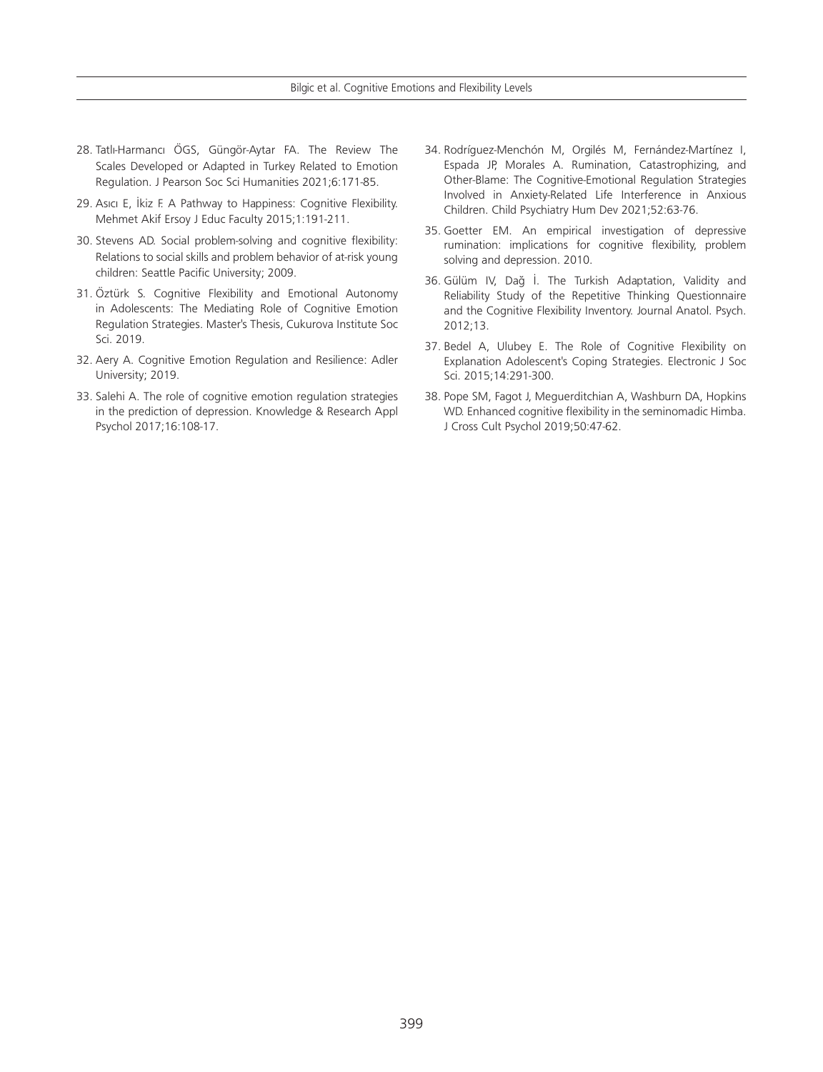28. Tatlı-Harmancı ÖGS, Güngör-Aytar FA. The Review The Scales Developed or Adapted in Turkey Related to Emotion Regulation. J Pearson Soc Sci Humanities 2021;6:171-85.
29. Asıcı E, İkiz F. A Pathway to Happiness: Cognitive Flexibility. Mehmet Akif Ersoy J Educ Faculty 2015;1:191-211.
30. Stevens AD. Social problem-solving and cognitive flexibility: Relations to social skills and problem behavior of at-risk young children: Seattle Pacific University; 2009.
31. Öztürk S. Cognitive Flexibility and Emotional Autonomy in Adolescents: The Mediating Role of Cognitive Emotion Regulation Strategies. Master's Thesis, Cukurova Institute Soc Sci. 2019.
32. Aery A. Cognitive Emotion Regulation and Resilience: Adler University; 2019.
33. Salehi A. The role of cognitive emotion regulation strategies in the prediction of depression. Knowledge & Research Appl Psychol 2017;16:108-17.
34. Rodríguez-Menchón M, Orgilés M, Fernández-Martínez I, Espada JP, Morales A. Rumination, Catastrophizing, and Other-Blame: The Cognitive-Emotional Regulation Strategies Involved in Anxiety-Related Life Interference in Anxious Children. Child Psychiatry Hum Dev 2021;52:63-76.
35. Goetter EM. An empirical investigation of depressive rumination: implications for cognitive flexibility, problem solving and depression. 2010.
36. Gülüm IV, Dağ İ. The Turkish Adaptation, Validity and Reliability Study of the Repetitive Thinking Questionnaire and the Cognitive Flexibility Inventory. Journal Anatol. Psych. 2012;13.
37. Bedel A, Ulubey E. The Role of Cognitive Flexibility on Explanation Adolescent's Coping Strategies. Electronic J Soc Sci. 2015;14:291-300.
38. Pope SM, Fagot J, Meguerditchian A, Washburn DA, Hopkins WD. Enhanced cognitive flexibility in the seminomadic Himba. J Cross Cult Psychol 2019;50:47-62.